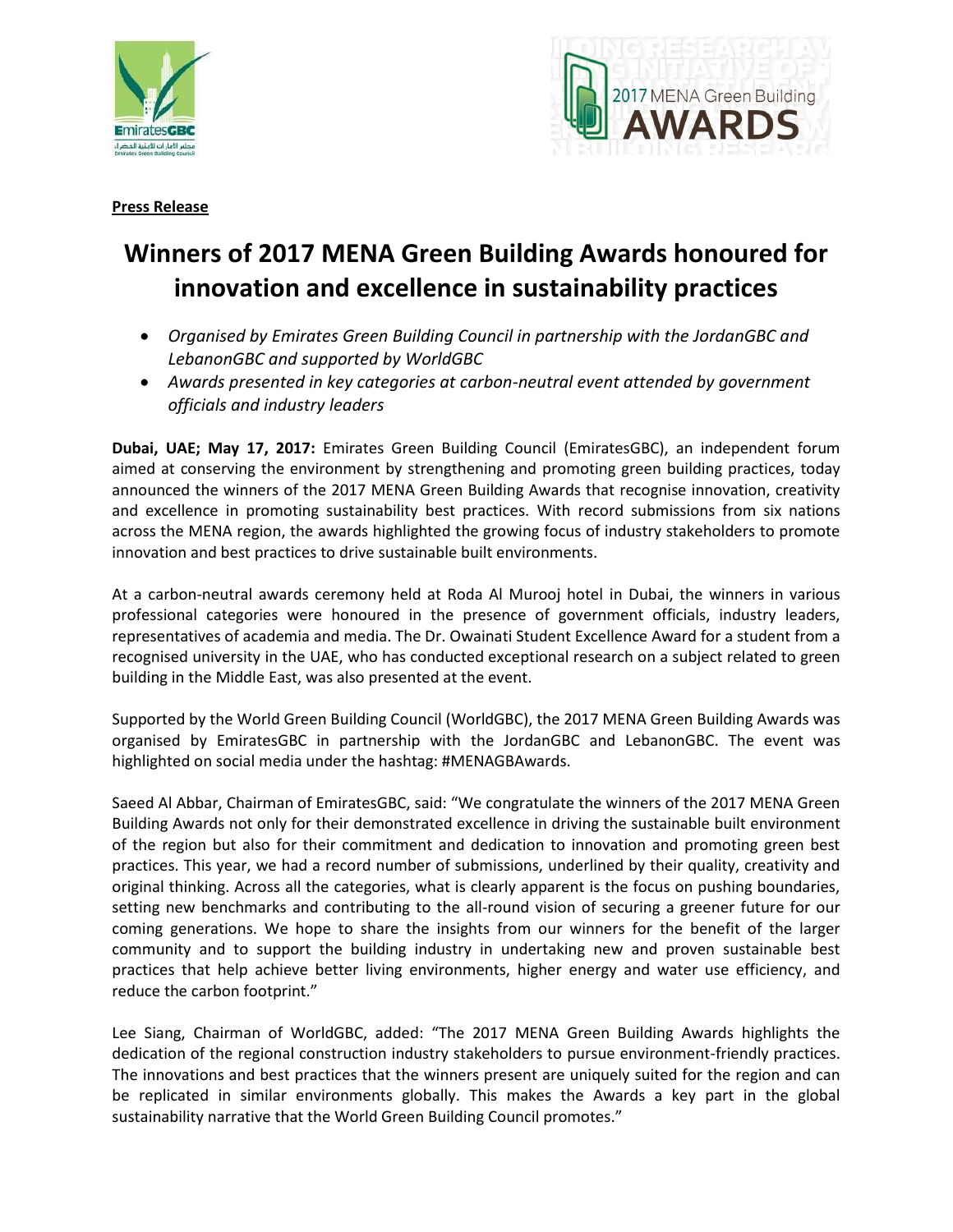**Press Release**

# Winners of 2017 MENA Green Building Awards honoured for innovation and excellence in sustainability practices

- *Organised by Emirates Green Building Council in partnership with the JordanGBC and LebanonGBC and supported by WorldGBC*
- *Awards presented in key categories at carbon-neutral event attended by government officials and industry leaders*

**Dubai, UAE; May 17, 2017:** Emirates Green Building Council (EmiratesGBC), an independent forum aimed at conserving the environment by strengthening and promoting green building practices, today announced the winners of the 2017 MENA Green Building Awards that recognise innovation, creativity and excellence in promoting sustainability best practices. With record submissions from six nations across the MENA region, the awards highlighted the growing focus of industry stakeholders to promote innovation and best practices to drive sustainable built environments.

At a carbon-neutral awards ceremony held at Roda Al Murooj hotel in Dubai, the winners in various professional categories were honoured in the presence of government officials, industry leaders, representatives of academia and media. The Dr. Owainati Student Excellence Award for a student from a recognised university in the UAE, who has conducted exceptional research on a subject related to green building in the Middle East, was also presented at the event.

Supported by the World Green Building Council (WorldGBC), the 2017 MENA Green Building Awards was organised by EmiratesGBC in partnership with the JordanGBC and LebanonGBC. The event was highlighted on social media under the hashtag: #MENAGBAwards.

Saeed Al Abbar, Chairman of EmiratesGBC, said: "We congratulate the winners of the 2017 MENA Green Building Awards not only for their demonstrated excellence in driving the sustainable built environment of the region but also for their commitment and dedication to innovation and promoting green best practices. This year, we had a record number of submissions, underlined by their quality, creativity and original thinking. Across all the categories, what is clearly apparent is the focus on pushing boundaries, setting new benchmarks and contributing to the all-round vision of securing a greener future for our coming generations. We hope to share the insights from our winners for the benefit of the larger community and to support the building industry in undertaking new and proven sustainable best practices that help achieve better living environments, higher energy and water use efficiency, and reduce the carbon footprint."

Lee Siang, Chairman of WorldGBC, added: "The 2017 MENA Green Building Awards highlights the dedication of the regional construction industry stakeholders to pursue environment-friendly practices. The innovations and best practices that the winners present are uniquely suited for the region and can be replicated in similar environments globally. This makes the Awards a key part in the global sustainability narrative that the World Green Building Council promotes."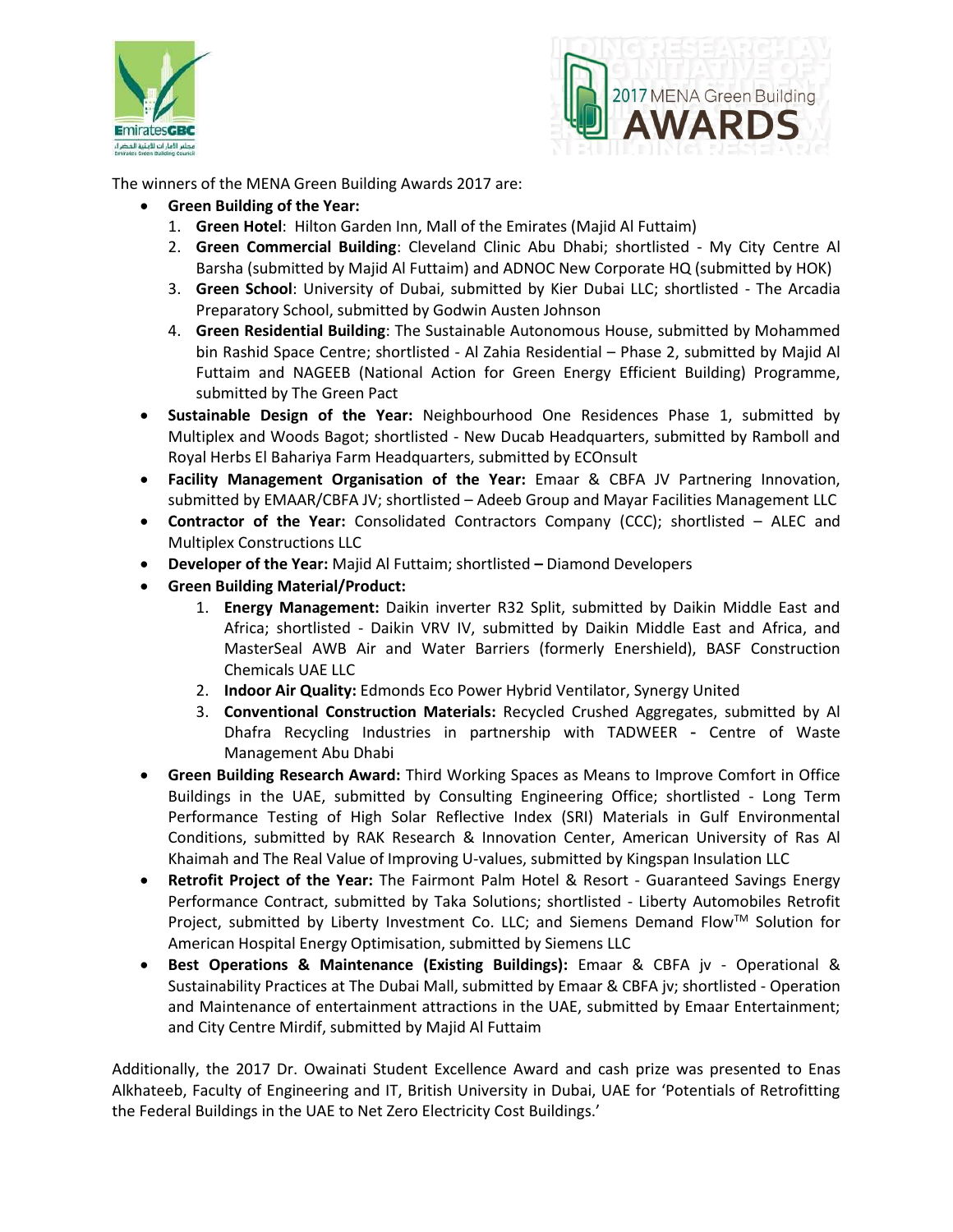The winners of the MENA Green Building Awards 2017 are:

- **Green Building of the Year:**
  1. **Green Hotel**: Hilton Garden Inn, Mall of the Emirates (Majid Al Futtaim)
  2. **Green Commercial Building**: Cleveland Clinic Abu Dhabi; shortlisted - My City Centre Al Barsha (submitted by Majid Al Futtaim) and ADNOC New Corporate HQ (submitted by HOK)
  3. **Green School**: University of Dubai, submitted by Kier Dubai LLC; shortlisted - The Arcadia Preparatory School, submitted by Godwin Austen Johnson
  4. **Green Residential Building**: The Sustainable Autonomous House, submitted by Mohammed bin Rashid Space Centre; shortlisted - Al Zahia Residential – Phase 2, submitted by Majid Al Futtaim and NAGEEB (National Action for Green Energy Efficient Building) Programme, submitted by The Green Pact
- **Sustainable Design of the Year:** Neighbourhood One Residences Phase 1, submitted by Multiplex and Woods Bagot; shortlisted - New Ducab Headquarters, submitted by Ramboll and Royal Herbs El Bahariya Farm Headquarters, submitted by ECOnsult
- **Facility Management Organisation of the Year:** Emaar & CBFA JV Partnering Innovation, submitted by EMAAR/CBFA JV; shortlisted – Adeeb Group and Mayar Facilities Management LLC
- **Contractor of the Year:** Consolidated Contractors Company (CCC); shortlisted – ALEC and Multiplex Constructions LLC
- **Developer of the Year:** Majid Al Futtaim; shortlisted **–** Diamond Developers
- **Green Building Material/Product:**
  1. **Energy Management:** Daikin inverter R32 Split, submitted by Daikin Middle East and Africa; shortlisted - Daikin VRV IV, submitted by Daikin Middle East and Africa, and MasterSeal AWB Air and Water Barriers (formerly Enershield), BASF Construction Chemicals UAE LLC
  2. **Indoor Air Quality:** Edmonds Eco Power Hybrid Ventilator, Synergy United
  3. **Conventional Construction Materials:** Recycled Crushed Aggregates, submitted by Al Dhafra Recycling Industries in partnership with TADWEER - Centre of Waste Management Abu Dhabi
- **Green Building Research Award:** Third Working Spaces as Means to Improve Comfort in Office Buildings in the UAE, submitted by Consulting Engineering Office; shortlisted - Long Term Performance Testing of High Solar Reflective Index (SRI) Materials in Gulf Environmental Conditions, submitted by RAK Research & Innovation Center, American University of Ras Al Khaimah and The Real Value of Improving U-values, submitted by Kingspan Insulation LLC
- **Retrofit Project of the Year:** The Fairmont Palm Hotel & Resort - Guaranteed Savings Energy Performance Contract, submitted by Taka Solutions; shortlisted - Liberty Automobiles Retrofit Project, submitted by Liberty Investment Co. LLC; and Siemens Demand Flow™ Solution for American Hospital Energy Optimisation, submitted by Siemens LLC
- **Best Operations & Maintenance (Existing Buildings):** Emaar & CBFA jv - Operational & Sustainability Practices at The Dubai Mall, submitted by Emaar & CBFA jv; shortlisted - Operation and Maintenance of entertainment attractions in the UAE, submitted by Emaar Entertainment; and City Centre Mirdif, submitted by Majid Al Futtaim

Additionally, the 2017 Dr. Owainati Student Excellence Award and cash prize was presented to Enas Alkhateeb, Faculty of Engineering and IT, British University in Dubai, UAE for 'Potentials of Retrofitting the Federal Buildings in the UAE to Net Zero Electricity Cost Buildings.'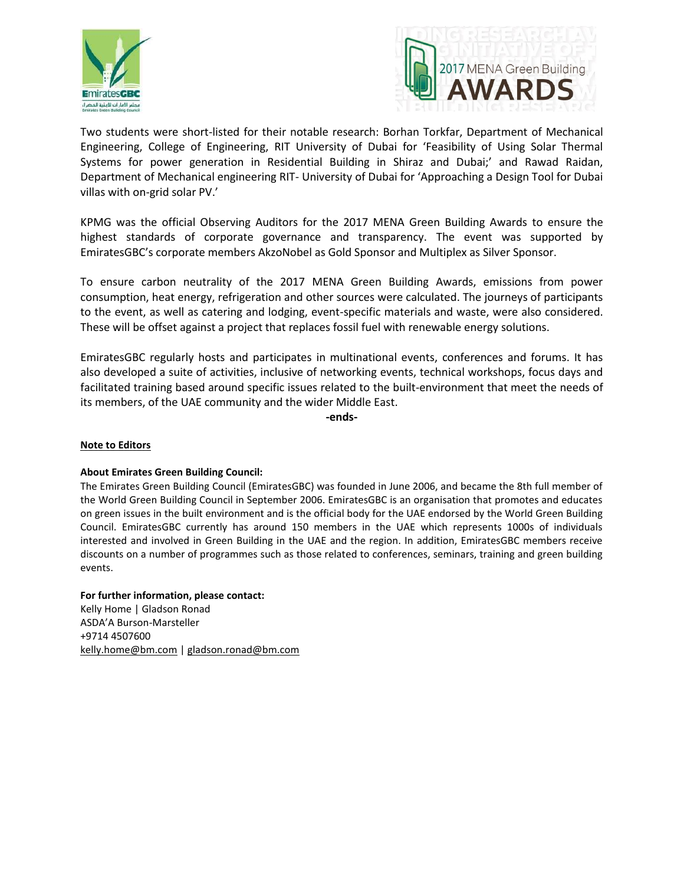Two students were short-listed for their notable research: Borhan Torkfar, Department of Mechanical Engineering, College of Engineering, RIT University of Dubai for 'Feasibility of Using Solar Thermal Systems for power generation in Residential Building in Shiraz and Dubai;' and Rawad Raidan, Department of Mechanical engineering RIT- University of Dubai for 'Approaching a Design Tool for Dubai villas with on-grid solar PV.'

KPMG was the official Observing Auditors for the 2017 MENA Green Building Awards to ensure the highest standards of corporate governance and transparency. The event was supported by EmiratesGBC's corporate members AkzoNobel as Gold Sponsor and Multiplex as Silver Sponsor.

To ensure carbon neutrality of the 2017 MENA Green Building Awards, emissions from power consumption, heat energy, refrigeration and other sources were calculated. The journeys of participants to the event, as well as catering and lodging, event-specific materials and waste, were also considered. These will be offset against a project that replaces fossil fuel with renewable energy solutions.

EmiratesGBC regularly hosts and participates in multinational events, conferences and forums. It has also developed a suite of activities, inclusive of networking events, technical workshops, focus days and facilitated training based around specific issues related to the built-environment that meet the needs of its members, of the UAE community and the wider Middle East.

**-ends-**

**Note to Editors**

**About Emirates Green Building Council:**

The Emirates Green Building Council (EmiratesGBC) was founded in June 2006, and became the 8th full member of the World Green Building Council in September 2006. EmiratesGBC is an organisation that promotes and educates on green issues in the built environment and is the official body for the UAE endorsed by the World Green Building Council. EmiratesGBC currently has around 150 members in the UAE which represents 1000s of individuals interested and involved in Green Building in the UAE and the region. In addition, EmiratesGBC members receive discounts on a number of programmes such as those related to conferences, seminars, training and green building events.

**For further information, please contact:**

Kelly Home | Gladson Ronad
ASDA'A Burson-Marsteller
+9714 4507600
kelly.home@bm.com | gladson.ronad@bm.com